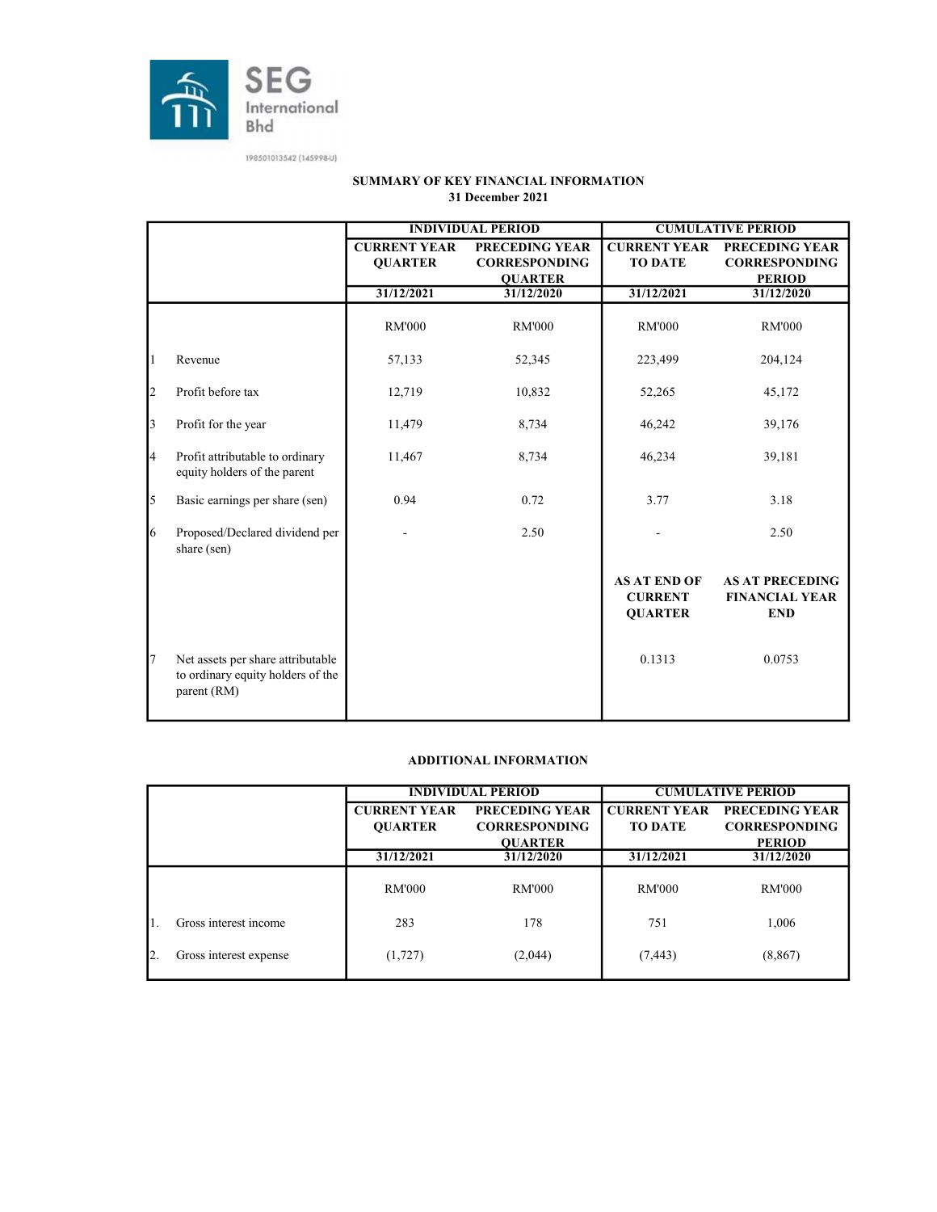SEG International Bhd

198501013542 (145998-U)

## SUMMARY OF KEY FINANCIAL INFORMATION
### 31 December 2021

| | | INDIVIDUAL PERIOD | | CUMULATIVE PERIOD | |
|---|---|---|---|---|---|
| | | CURRENT YEAR QUARTER | PRECEDING YEAR CORRESPONDING QUARTER | CURRENT YEAR TO DATE | PRECEDING YEAR CORRESPONDING PERIOD |
| | | 31/12/2021 | 31/12/2020 | 31/12/2021 | 31/12/2020 |
| | | RM'000 | RM'000 | RM'000 | RM'000 |
| 1 | Revenue | 57,133 | 52,345 | 223,499 | 204,124 |
| 2 | Profit before tax | 12,719 | 10,832 | 52,265 | 45,172 |
| 3 | Profit for the year | 11,479 | 8,734 | 46,242 | 39,176 |
| 4 | Profit attributable to ordinary equity holders of the parent | 11,467 | 8,734 | 46,234 | 39,181 |
| 5 | Basic earnings per share (sen) | 0.94 | 0.72 | 3.77 | 3.18 |
| 6 | Proposed/Declared dividend per share (sen) | - | 2.50 | - | 2.50 |
| | | | | AS AT END OF CURRENT QUARTER | AS AT PRECEDING FINANCIAL YEAR END |
| 7 | Net assets per share attributable to ordinary equity holders of the parent (RM) | | | 0.1313 | 0.0753 |

## ADDITIONAL INFORMATION

| | | INDIVIDUAL PERIOD | | CUMULATIVE PERIOD | |
|---|---|---|---|---|---|
| | | CURRENT YEAR QUARTER | PRECEDING YEAR CORRESPONDING QUARTER | CURRENT YEAR TO DATE | PRECEDING YEAR CORRESPONDING PERIOD |
| | | 31/12/2021 | 31/12/2020 | 31/12/2021 | 31/12/2020 |
| | | RM'000 | RM'000 | RM'000 | RM'000 |
| 1. | Gross interest income | 283 | 178 | 751 | 1,006 |
| 2. | Gross interest expense | (1,727) | (2,044) | (7,443) | (8,867) |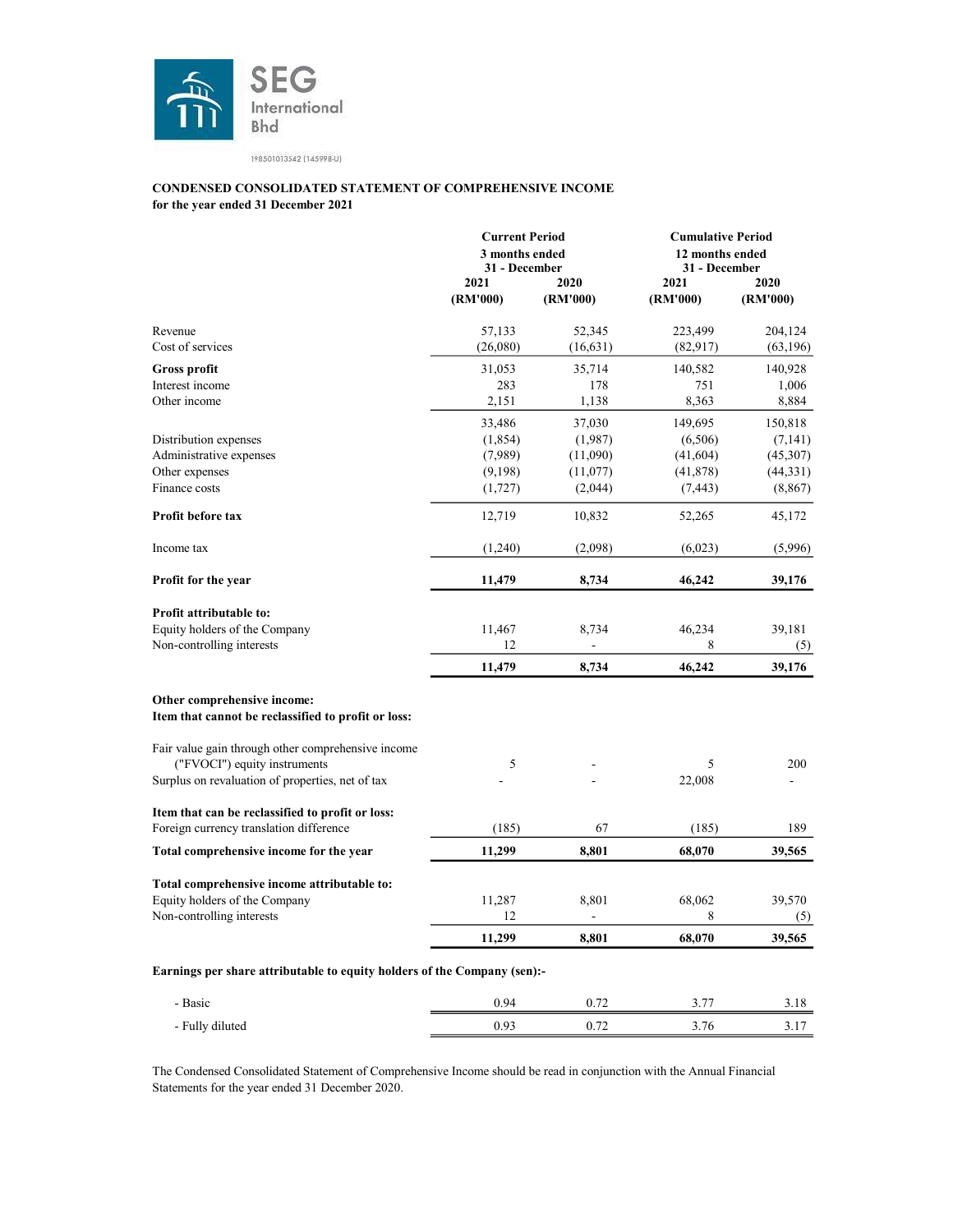SEG International Bhd

198501013542 (145998-U)

**CONDENSED CONSOLIDATED STATEMENT OF COMPREHENSIVE INCOME**
**for the year ended 31 December 2021**

| | Current Period | | Cumulative Period | |
|---|---|---|---|---|
| | 3 months ended 31 - December | | 12 months ended 31 - December | |
| | 2021 (RM'000) | 2020 (RM'000) | 2021 (RM'000) | 2020 (RM'000) |
| Revenue | 57,133 | 52,345 | 223,499 | 204,124 |
| Cost of services | (26,080) | (16,631) | (82,917) | (63,196) |
| **Gross profit** | 31,053 | 35,714 | 140,582 | 140,928 |
| Interest income | 283 | 178 | 751 | 1,006 |
| Other income | 2,151 | 1,138 | 8,363 | 8,884 |
| | 33,486 | 37,030 | 149,695 | 150,818 |
| Distribution expenses | (1,854) | (1,987) | (6,506) | (7,141) |
| Administrative expenses | (7,989) | (11,090) | (41,604) | (45,307) |
| Other expenses | (9,198) | (11,077) | (41,878) | (44,331) |
| Finance costs | (1,727) | (2,044) | (7,443) | (8,867) |
| **Profit before tax** | 12,719 | 10,832 | 52,265 | 45,172 |
| Income tax | (1,240) | (2,098) | (6,023) | (5,996) |
| **Profit for the year** | **11,479** | **8,734** | **46,242** | **39,176** |
| **Profit attributable to:** | | | | |
| Equity holders of the Company | 11,467 | 8,734 | 46,234 | 39,181 |
| Non-controlling interests | 12 | - | 8 | (5) |
| | **11,479** | **8,734** | **46,242** | **39,176** |
| **Other comprehensive income:** | | | | |
| **Item that cannot be reclassified to profit or loss:** | | | | |
| Fair value gain through other comprehensive income ("FVOCI") equity instruments | 5 | - | 5 | 200 |
| Surplus on revaluation of properties, net of tax | - | - | 22,008 | - |
| **Item that can be reclassified to profit or loss:** | | | | |
| Foreign currency translation difference | (185) | 67 | (185) | 189 |
| **Total comprehensive income for the year** | **11,299** | **8,801** | **68,070** | **39,565** |
| **Total comprehensive income attributable to:** | | | | |
| Equity holders of the Company | 11,287 | 8,801 | 68,062 | 39,570 |
| Non-controlling interests | 12 | - | 8 | (5) |
| | **11,299** | **8,801** | **68,070** | **39,565** |
| **Earnings per share attributable to equity holders of the Company (sen):-** | | | | |
| - Basic | 0.94 | 0.72 | 3.77 | 3.18 |
| - Fully diluted | 0.93 | 0.72 | 3.76 | 3.17 |

The Condensed Consolidated Statement of Comprehensive Income should be read in conjunction with the Annual Financial Statements for the year ended 31 December 2020.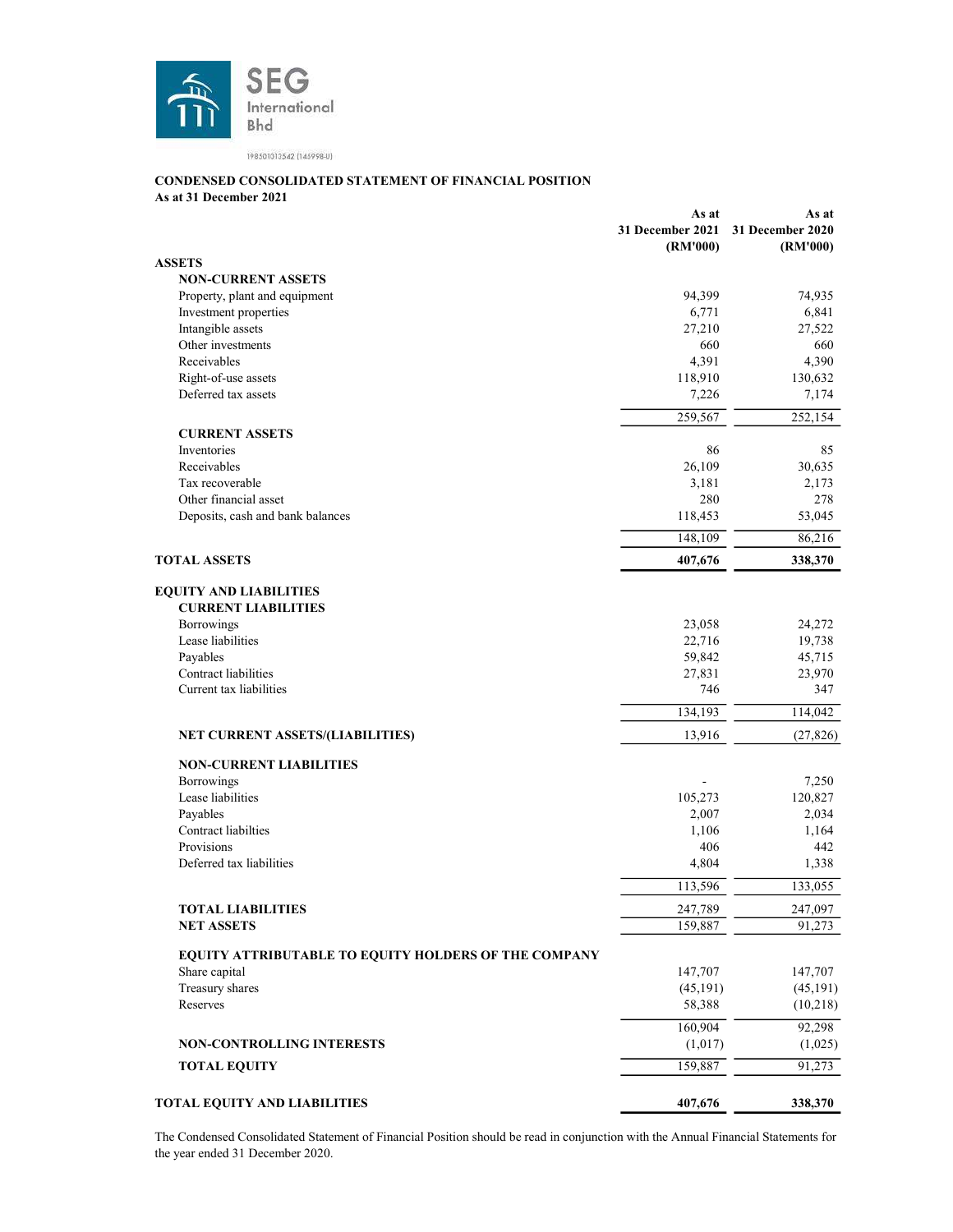**SEG International Bhd**

198501013542 (145998-U)

## CONDENSED CONSOLIDATED STATEMENT OF FINANCIAL POSITION
**As at 31 December 2021**

| | As at 31 December 2021 (RM'000) | As at 31 December 2020 (RM'000) |
|---|---|---|
| **ASSETS** | | |
| **NON-CURRENT ASSETS** | | |
| Property, plant and equipment | 94,399 | 74,935 |
| Investment properties | 6,771 | 6,841 |
| Intangible assets | 27,210 | 27,522 |
| Other investments | 660 | 660 |
| Receivables | 4,391 | 4,390 |
| Right-of-use assets | 118,910 | 130,632 |
| Deferred tax assets | 7,226 | 7,174 |
| | 259,567 | 252,154 |
| **CURRENT ASSETS** | | |
| Inventories | 86 | 85 |
| Receivables | 26,109 | 30,635 |
| Tax recoverable | 3,181 | 2,173 |
| Other financial asset | 280 | 278 |
| Deposits, cash and bank balances | 118,453 | 53,045 |
| | 148,109 | 86,216 |
| **TOTAL ASSETS** | **407,676** | **338,370** |
| **EQUITY AND LIABILITIES** | | |
| **CURRENT LIABILITIES** | | |
| Borrowings | 23,058 | 24,272 |
| Lease liabilities | 22,716 | 19,738 |
| Payables | 59,842 | 45,715 |
| Contract liabilities | 27,831 | 23,970 |
| Current tax liabilities | 746 | 347 |
| | 134,193 | 114,042 |
| **NET CURRENT ASSETS/(LIABILITIES)** | 13,916 | (27,826) |
| **NON-CURRENT LIABILITIES** | | |
| Borrowings | - | 7,250 |
| Lease liabilities | 105,273 | 120,827 |
| Payables | 2,007 | 2,034 |
| Contract liabilties | 1,106 | 1,164 |
| Provisions | 406 | 442 |
| Deferred tax liabilities | 4,804 | 1,338 |
| | 113,596 | 133,055 |
| **TOTAL LIABILITIES** | 247,789 | 247,097 |
| **NET ASSETS** | 159,887 | 91,273 |
| **EQUITY ATTRIBUTABLE TO EQUITY HOLDERS OF THE COMPANY** | | |
| Share capital | 147,707 | 147,707 |
| Treasury shares | (45,191) | (45,191) |
| Reserves | 58,388 | (10,218) |
| | 160,904 | 92,298 |
| **NON-CONTROLLING INTERESTS** | (1,017) | (1,025) |
| **TOTAL EQUITY** | 159,887 | 91,273 |
| **TOTAL EQUITY AND LIABILITIES** | **407,676** | **338,370** |

The Condensed Consolidated Statement of Financial Position should be read in conjunction with the Annual Financial Statements for the year ended 31 December 2020.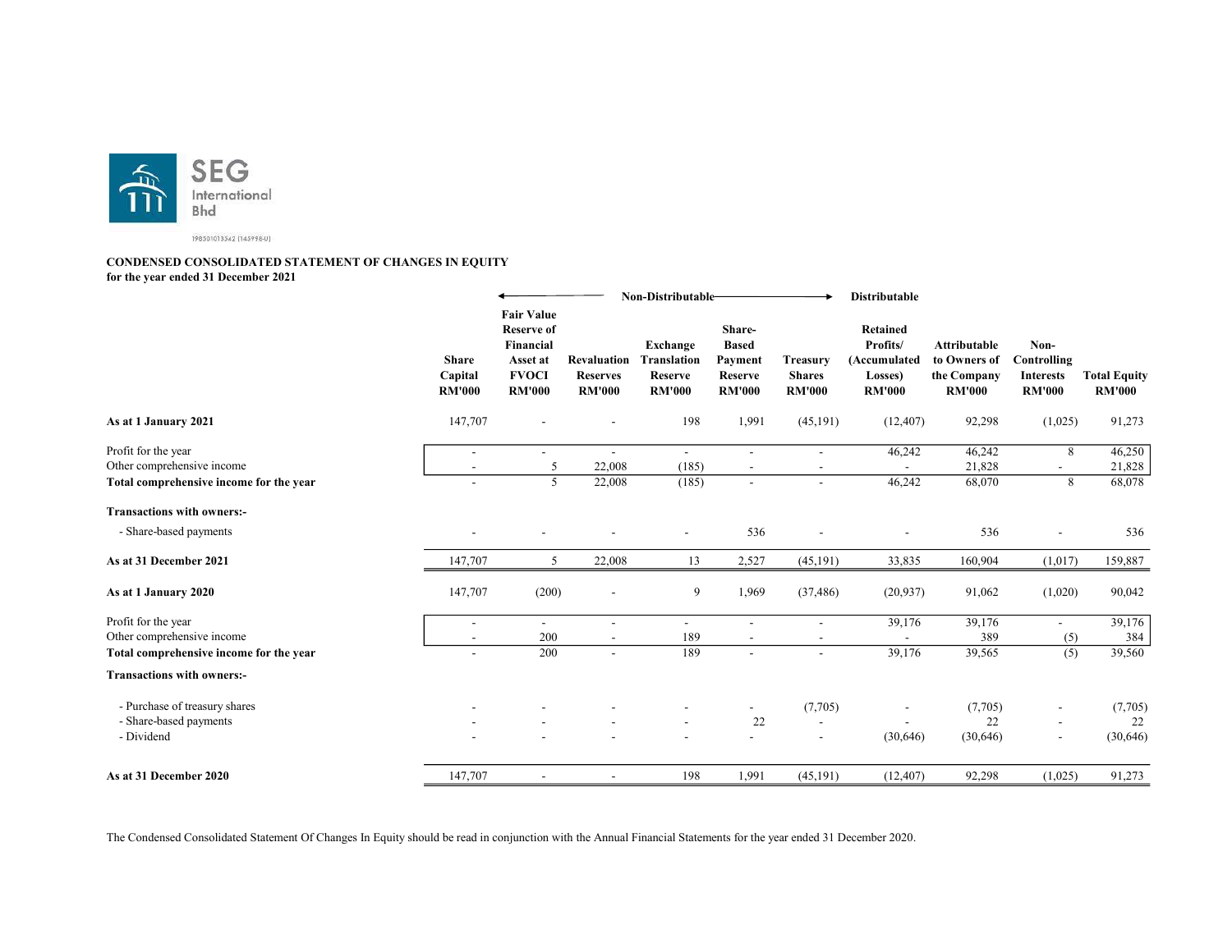SEG International Bhd

198501013342 (145998-U)

**CONDENSED CONSOLIDATED STATEMENT OF CHANGES IN EQUITY**
**for the year ended 31 December 2021**

| | | Non-Distributable | | | | | Distributable | | | |
|---|---|---|---|---|---|---|---|---|---|---|
| | Share Capital RM'000 | Fair Value Reserve of Financial Asset at FVOCI RM'000 | Revaluation Reserves RM'000 | Exchange Translation Reserve RM'000 | Share-Based Payment Reserve RM'000 | Treasury Shares RM'000 | Retained Profits/ (Accumulated Losses) RM'000 | Attributable to Owners of the Company RM'000 | Non-Controlling Interests RM'000 | Total Equity RM'000 |
| **As at 1 January 2021** | 147,707 | - | - | 198 | 1,991 | (45,191) | (12,407) | 92,298 | (1,025) | 91,273 |
| Profit for the year | - | - | - | - | - | - | 46,242 | 46,242 | 8 | 46,250 |
| Other comprehensive income | - | 5 | 22,008 | (185) | - | - | - | 21,828 | - | 21,828 |
| **Total comprehensive income for the year** | - | 5 | 22,008 | (185) | - | - | 46,242 | 68,070 | 8 | 68,078 |
| **Transactions with owners:-** | | | | | | | | | | |
| - Share-based payments | - | - | - | - | 536 | - | - | 536 | - | 536 |
| **As at 31 December 2021** | 147,707 | 5 | 22,008 | 13 | 2,527 | (45,191) | 33,835 | 160,904 | (1,017) | 159,887 |
| **As at 1 January 2020** | 147,707 | (200) | - | 9 | 1,969 | (37,486) | (20,937) | 91,062 | (1,020) | 90,042 |
| Profit for the year | - | - | - | - | - | - | 39,176 | 39,176 | - | 39,176 |
| Other comprehensive income | - | 200 | - | 189 | - | - | - | 389 | (5) | 384 |
| **Total comprehensive income for the year** | - | 200 | - | 189 | - | - | 39,176 | 39,565 | (5) | 39,560 |
| **Transactions with owners:-** | | | | | | | | | | |
| - Purchase of treasury shares | - | - | - | - | - | (7,705) | - | (7,705) | - | (7,705) |
| - Share-based payments | - | - | - | - | 22 | - | - | 22 | - | 22 |
| - Dividend | - | - | - | - | - | - | (30,646) | (30,646) | - | (30,646) |
| **As at 31 December 2020** | 147,707 | - | - | 198 | 1,991 | (45,191) | (12,407) | 92,298 | (1,025) | 91,273 |

The Condensed Consolidated Statement Of Changes In Equity should be read in conjunction with the Annual Financial Statements for the year ended 31 December 2020.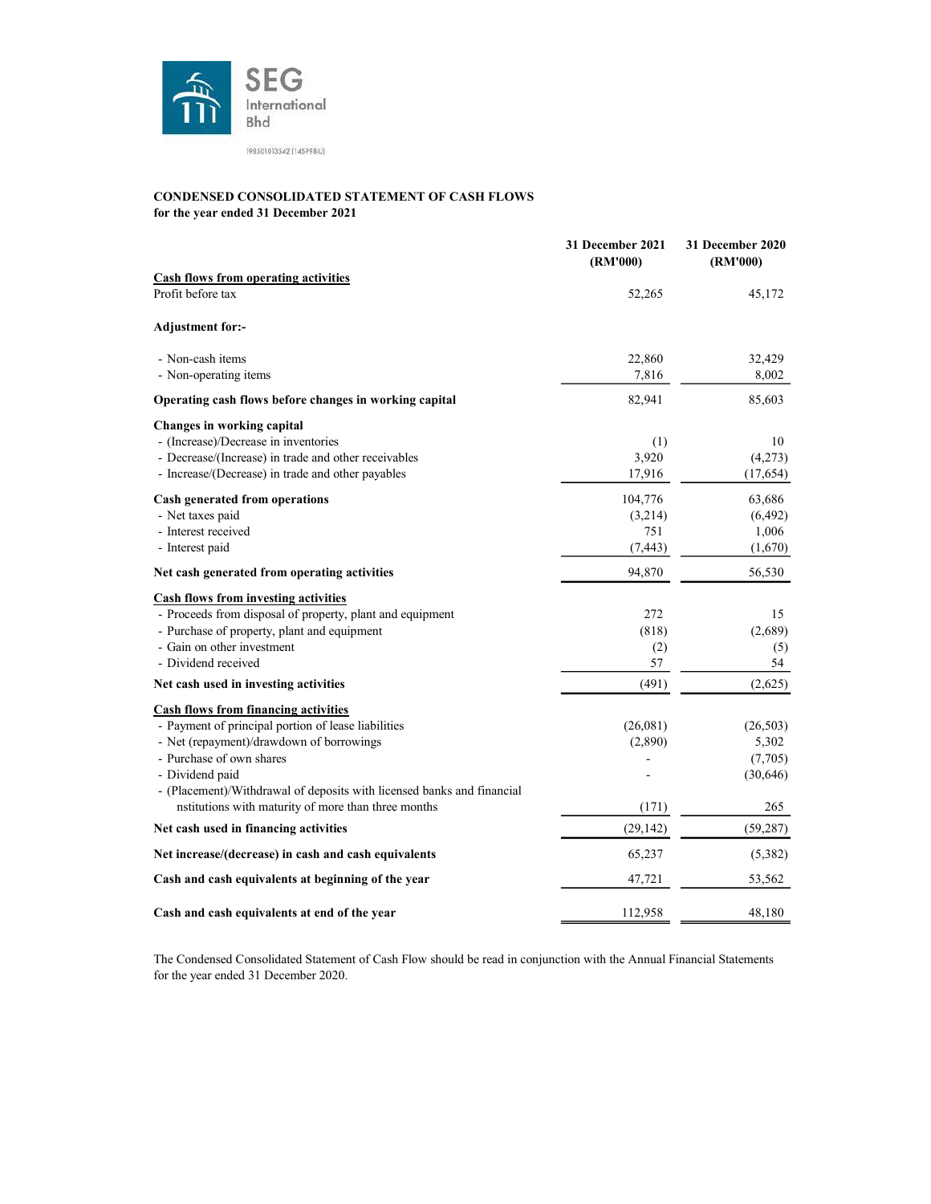SEG International Bhd

198501013562 (145998-U)

**CONDENSED CONSOLIDATED STATEMENT OF CASH FLOWS**
**for the year ended 31 December 2021**

| | 31 December 2021 (RM'000) | 31 December 2020 (RM'000) |
|---|---|---|
| **Cash flows from operating activities** | | |
| Profit before tax | 52,265 | 45,172 |
| **Adjustment for:-** | | |
| - Non-cash items | 22,860 | 32,429 |
| - Non-operating items | 7,816 | 8,002 |
| **Operating cash flows before changes in working capital** | 82,941 | 85,603 |
| **Changes in working capital** | | |
| - (Increase)/Decrease in inventories | (1) | 10 |
| - Decrease/(Increase) in trade and other receivables | 3,920 | (4,273) |
| - Increase/(Decrease) in trade and other payables | 17,916 | (17,654) |
| **Cash generated from operations** | 104,776 | 63,686 |
| - Net taxes paid | (3,214) | (6,492) |
| - Interest received | 751 | 1,006 |
| - Interest paid | (7,443) | (1,670) |
| **Net cash generated from operating activities** | 94,870 | 56,530 |
| **Cash flows from investing activities** | | |
| - Proceeds from disposal of property, plant and equipment | 272 | 15 |
| - Purchase of property, plant and equipment | (818) | (2,689) |
| - Gain on other investment | (2) | (5) |
| - Dividend received | 57 | 54 |
| **Net cash used in investing activities** | (491) | (2,625) |
| **Cash flows from financing activities** | | |
| - Payment of principal portion of lease liabilities | (26,081) | (26,503) |
| - Net (repayment)/drawdown of borrowings | (2,890) | 5,302 |
| - Purchase of own shares | - | (7,705) |
| - Dividend paid | - | (30,646) |
| - (Placement)/Withdrawal of deposits with licensed banks and financial nstitutions with maturity of more than three months | (171) | 265 |
| **Net cash used in financing activities** | (29,142) | (59,287) |
| **Net increase/(decrease) in cash and cash equivalents** | 65,237 | (5,382) |
| **Cash and cash equivalents at beginning of the year** | 47,721 | 53,562 |
| **Cash and cash equivalents at end of the year** | 112,958 | 48,180 |

The Condensed Consolidated Statement of Cash Flow should be read in conjunction with the Annual Financial Statements for the year ended 31 December 2020.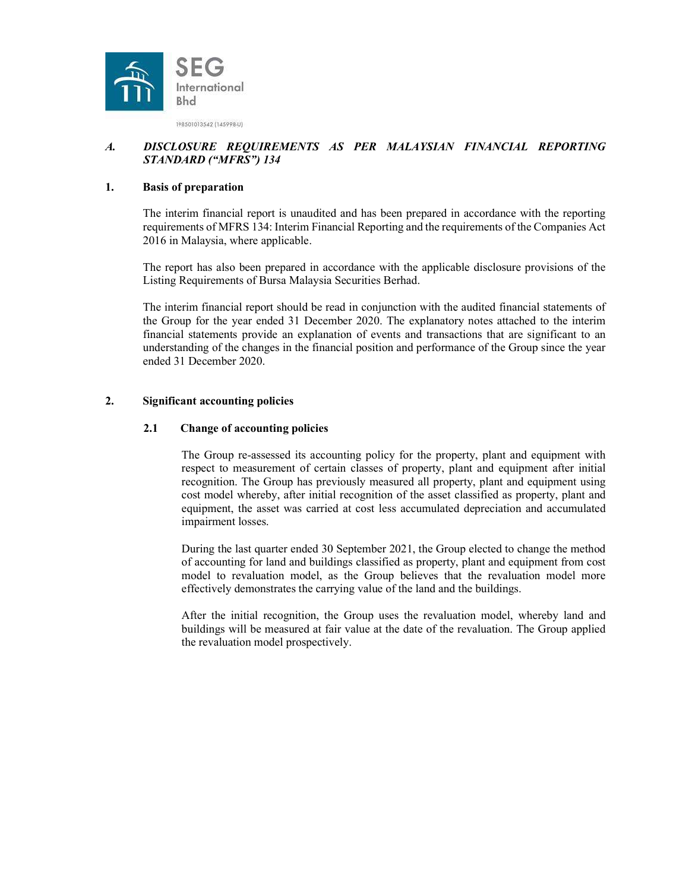## *A. DISCLOSURE REQUIREMENTS AS PER MALAYSIAN FINANCIAL REPORTING STANDARD ("MFRS") 134*

### 1. Basis of preparation

The interim financial report is unaudited and has been prepared in accordance with the reporting requirements of MFRS 134: Interim Financial Reporting and the requirements of the Companies Act 2016 in Malaysia, where applicable.

The report has also been prepared in accordance with the applicable disclosure provisions of the Listing Requirements of Bursa Malaysia Securities Berhad.

The interim financial report should be read in conjunction with the audited financial statements of the Group for the year ended 31 December 2020. The explanatory notes attached to the interim financial statements provide an explanation of events and transactions that are significant to an understanding of the changes in the financial position and performance of the Group since the year ended 31 December 2020.

### 2. Significant accounting policies

#### 2.1 Change of accounting policies

The Group re-assessed its accounting policy for the property, plant and equipment with respect to measurement of certain classes of property, plant and equipment after initial recognition. The Group has previously measured all property, plant and equipment using cost model whereby, after initial recognition of the asset classified as property, plant and equipment, the asset was carried at cost less accumulated depreciation and accumulated impairment losses.

During the last quarter ended 30 September 2021, the Group elected to change the method of accounting for land and buildings classified as property, plant and equipment from cost model to revaluation model, as the Group believes that the revaluation model more effectively demonstrates the carrying value of the land and the buildings.

After the initial recognition, the Group uses the revaluation model, whereby land and buildings will be measured at fair value at the date of the revaluation. The Group applied the revaluation model prospectively.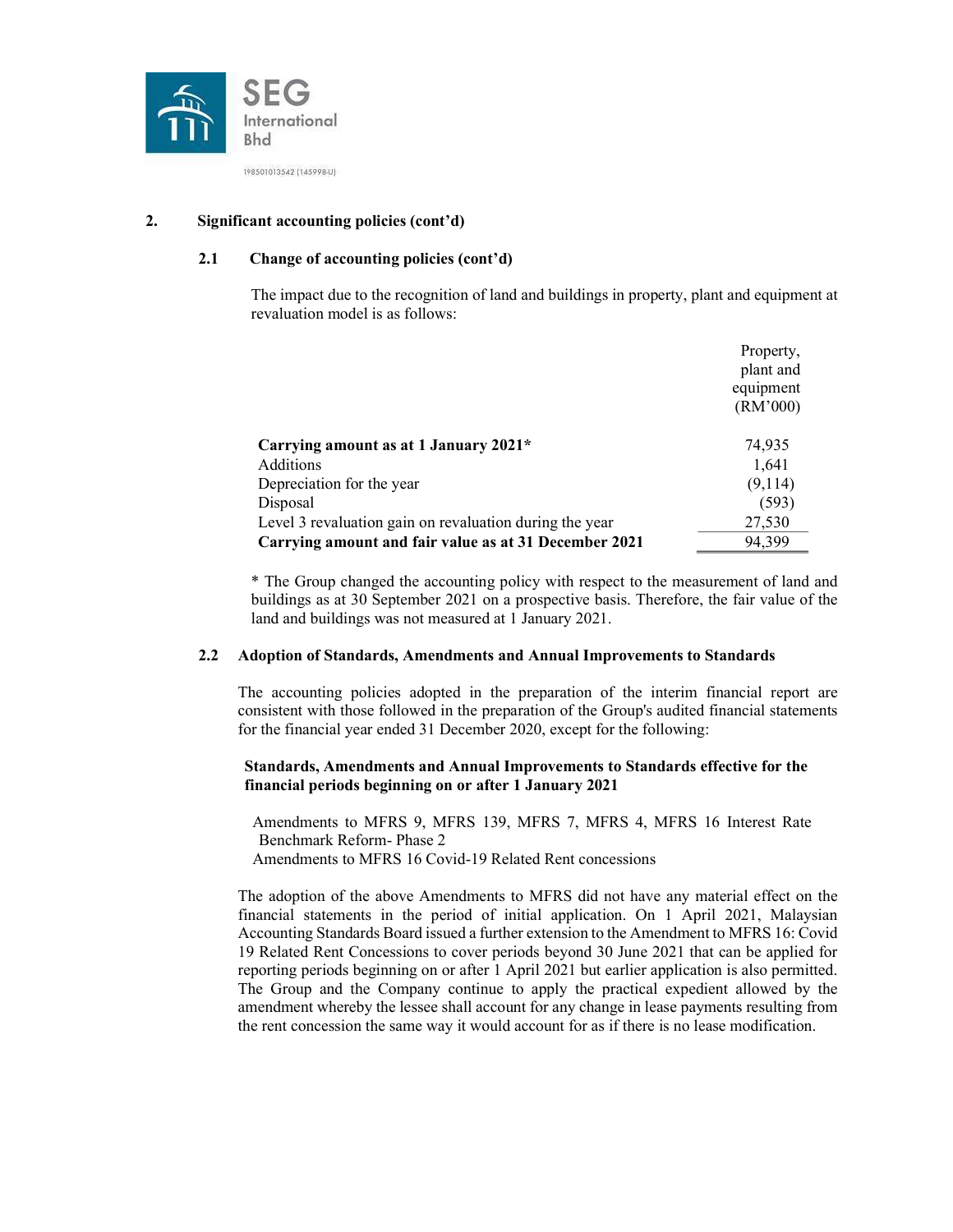## 2. Significant accounting policies (cont'd)

### 2.1 Change of accounting policies (cont'd)

The impact due to the recognition of land and buildings in property, plant and equipment at revaluation model is as follows:

| | Property, plant and equipment (RM'000) |
|---|---|
| **Carrying amount as at 1 January 2021*** | 74,935 |
| Additions | 1,641 |
| Depreciation for the year | (9,114) |
| Disposal | (593) |
| Level 3 revaluation gain on revaluation during the year | 27,530 |
| **Carrying amount and fair value as at 31 December 2021** | 94,399 |

* The Group changed the accounting policy with respect to the measurement of land and buildings as at 30 September 2021 on a prospective basis. Therefore, the fair value of the land and buildings was not measured at 1 January 2021.

### 2.2 Adoption of Standards, Amendments and Annual Improvements to Standards

The accounting policies adopted in the preparation of the interim financial report are consistent with those followed in the preparation of the Group's audited financial statements for the financial year ended 31 December 2020, except for the following:

**Standards, Amendments and Annual Improvements to Standards effective for the financial periods beginning on or after 1 January 2021**

Amendments to MFRS 9, MFRS 139, MFRS 7, MFRS 4, MFRS 16 Interest Rate Benchmark Reform- Phase 2
Amendments to MFRS 16 Covid-19 Related Rent concessions

The adoption of the above Amendments to MFRS did not have any material effect on the financial statements in the period of initial application. On 1 April 2021, Malaysian Accounting Standards Board issued a further extension to the Amendment to MFRS 16: Covid 19 Related Rent Concessions to cover periods beyond 30 June 2021 that can be applied for reporting periods beginning on or after 1 April 2021 but earlier application is also permitted. The Group and the Company continue to apply the practical expedient allowed by the amendment whereby the lessee shall account for any change in lease payments resulting from the rent concession the same way it would account for as if there is no lease modification.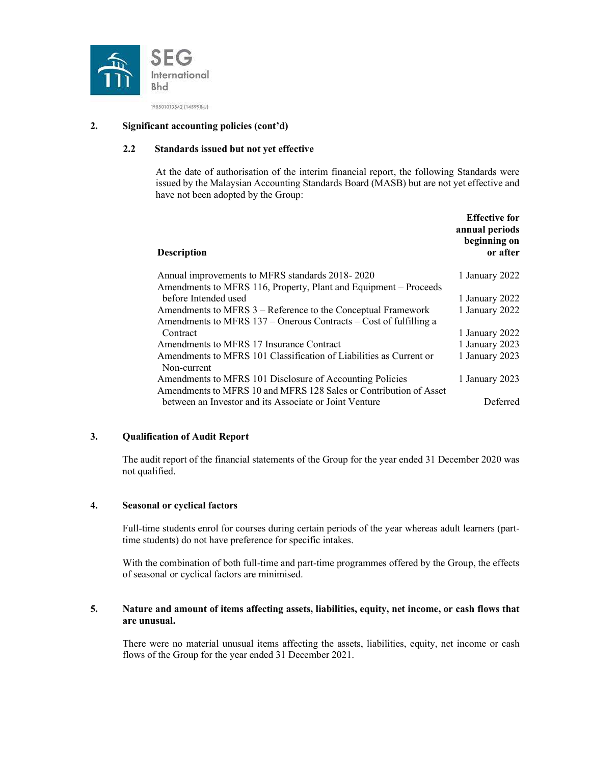SEG International Bhd

198501013542 (145998-U)

## 2. Significant accounting policies (cont'd)

### 2.2 Standards issued but not yet effective

At the date of authorisation of the interim financial report, the following Standards were issued by the Malaysian Accounting Standards Board (MASB) but are not yet effective and have not been adopted by the Group:

| Description | Effective for annual periods beginning on or after |
|---|---|
| Annual improvements to MFRS standards 2018- 2020 | 1 January 2022 |
| Amendments to MFRS 116, Property, Plant and Equipment – Proceeds before Intended used | 1 January 2022 |
| Amendments to MFRS 3 – Reference to the Conceptual Framework | 1 January 2022 |
| Amendments to MFRS 137 – Onerous Contracts – Cost of fulfilling a Contract | 1 January 2022 |
| Amendments to MFRS 17 Insurance Contract | 1 January 2023 |
| Amendments to MFRS 101 Classification of Liabilities as Current or Non-current | 1 January 2023 |
| Amendments to MFRS 101 Disclosure of Accounting Policies | 1 January 2023 |
| Amendments to MFRS 10 and MFRS 128 Sales or Contribution of Asset between an Investor and its Associate or Joint Venture | Deferred |

## 3. Qualification of Audit Report

The audit report of the financial statements of the Group for the year ended 31 December 2020 was not qualified.

## 4. Seasonal or cyclical factors

Full-time students enrol for courses during certain periods of the year whereas adult learners (part-time students) do not have preference for specific intakes.

With the combination of both full-time and part-time programmes offered by the Group, the effects of seasonal or cyclical factors are minimised.

## 5. Nature and amount of items affecting assets, liabilities, equity, net income, or cash flows that are unusual.

There were no material unusual items affecting the assets, liabilities, equity, net income or cash flows of the Group for the year ended 31 December 2021.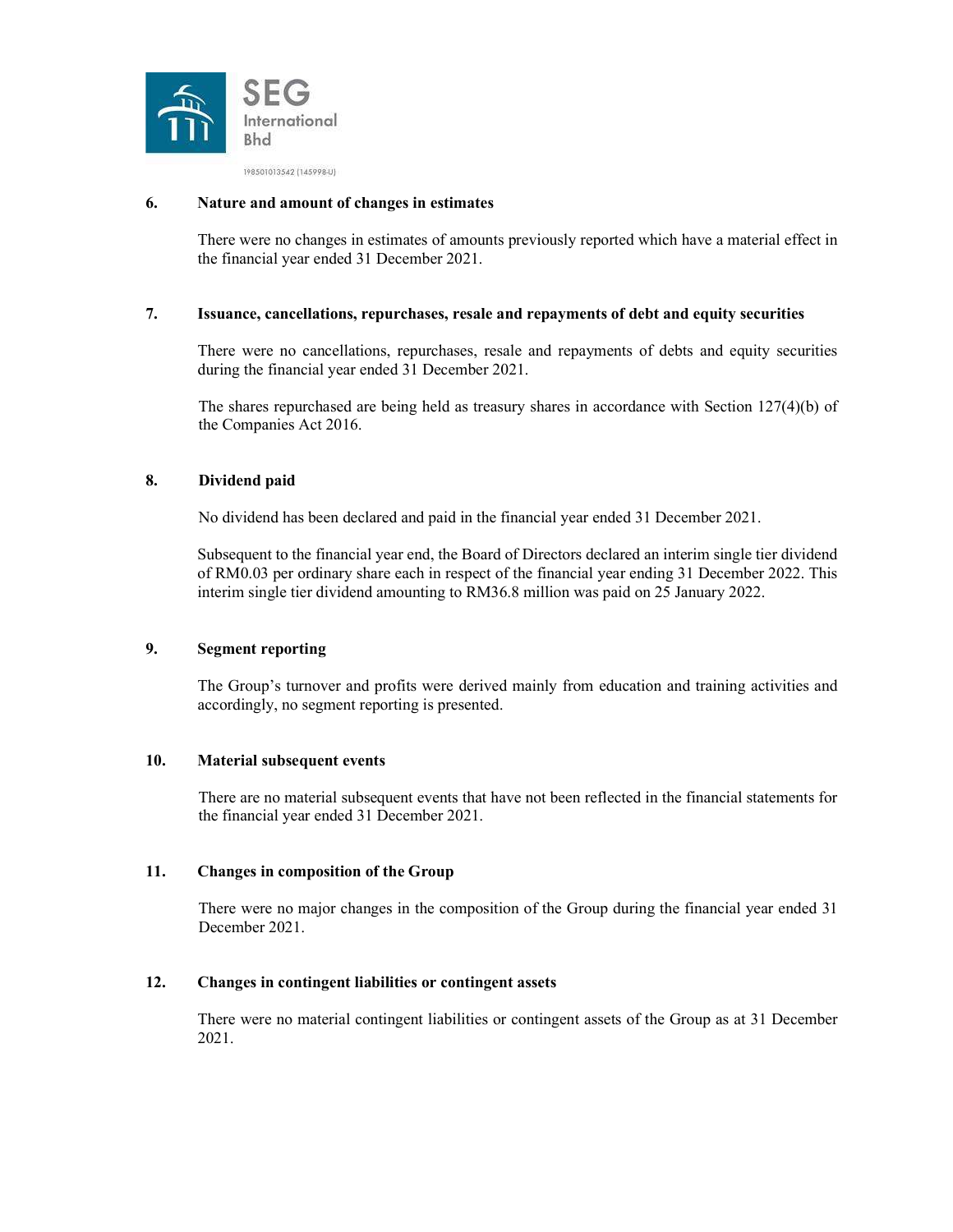### 6. Nature and amount of changes in estimates

There were no changes in estimates of amounts previously reported which have a material effect in the financial year ended 31 December 2021.

### 7. Issuance, cancellations, repurchases, resale and repayments of debt and equity securities

There were no cancellations, repurchases, resale and repayments of debts and equity securities during the financial year ended 31 December 2021.

The shares repurchased are being held as treasury shares in accordance with Section 127(4)(b) of the Companies Act 2016.

### 8. Dividend paid

No dividend has been declared and paid in the financial year ended 31 December 2021.

Subsequent to the financial year end, the Board of Directors declared an interim single tier dividend of RM0.03 per ordinary share each in respect of the financial year ending 31 December 2022. This interim single tier dividend amounting to RM36.8 million was paid on 25 January 2022.

### 9. Segment reporting

The Group's turnover and profits were derived mainly from education and training activities and accordingly, no segment reporting is presented.

### 10. Material subsequent events

There are no material subsequent events that have not been reflected in the financial statements for the financial year ended 31 December 2021.

### 11. Changes in composition of the Group

There were no major changes in the composition of the Group during the financial year ended 31 December 2021.

### 12. Changes in contingent liabilities or contingent assets

There were no material contingent liabilities or contingent assets of the Group as at 31 December 2021.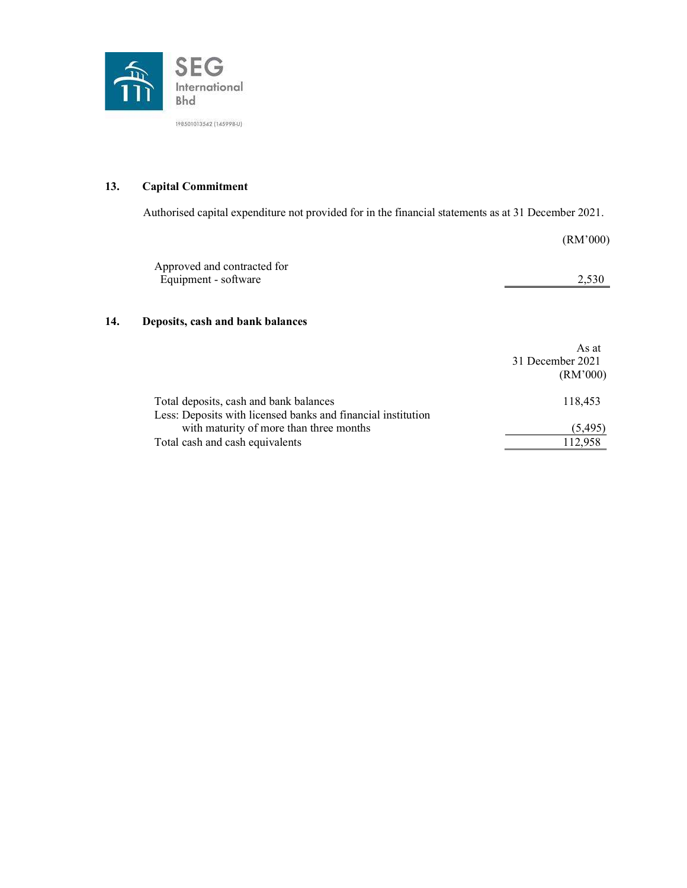## 13. Capital Commitment

Authorised capital expenditure not provided for in the financial statements as at 31 December 2021.

| | (RM'000) |
|---|---|
| Approved and contracted for | |
| Equipment - software | 2,530 |

## 14. Deposits, cash and bank balances

| | As at 31 December 2021 (RM'000) |
|---|---|
| Total deposits, cash and bank balances | 118,453 |
| Less: Deposits with licensed banks and financial institution with maturity of more than three months | (5,495) |
| Total cash and cash equivalents | 112,958 |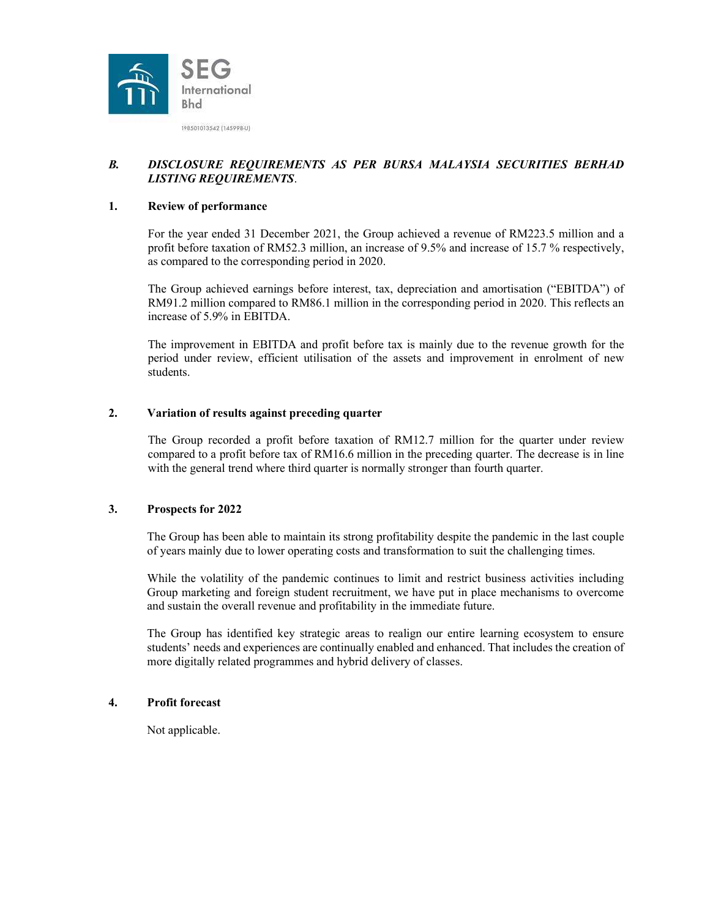## *B. DISCLOSURE REQUIREMENTS AS PER BURSA MALAYSIA SECURITIES BERHAD LISTING REQUIREMENTS*.

### 1. Review of performance

For the year ended 31 December 2021, the Group achieved a revenue of RM223.5 million and a profit before taxation of RM52.3 million, an increase of 9.5% and increase of 15.7 % respectively, as compared to the corresponding period in 2020.

The Group achieved earnings before interest, tax, depreciation and amortisation ("EBITDA") of RM91.2 million compared to RM86.1 million in the corresponding period in 2020. This reflects an increase of 5.9% in EBITDA.

The improvement in EBITDA and profit before tax is mainly due to the revenue growth for the period under review, efficient utilisation of the assets and improvement in enrolment of new students.

### 2. Variation of results against preceding quarter

The Group recorded a profit before taxation of RM12.7 million for the quarter under review compared to a profit before tax of RM16.6 million in the preceding quarter. The decrease is in line with the general trend where third quarter is normally stronger than fourth quarter.

### 3. Prospects for 2022

The Group has been able to maintain its strong profitability despite the pandemic in the last couple of years mainly due to lower operating costs and transformation to suit the challenging times.

While the volatility of the pandemic continues to limit and restrict business activities including Group marketing and foreign student recruitment, we have put in place mechanisms to overcome and sustain the overall revenue and profitability in the immediate future.

The Group has identified key strategic areas to realign our entire learning ecosystem to ensure students' needs and experiences are continually enabled and enhanced. That includes the creation of more digitally related programmes and hybrid delivery of classes.

### 4. Profit forecast

Not applicable.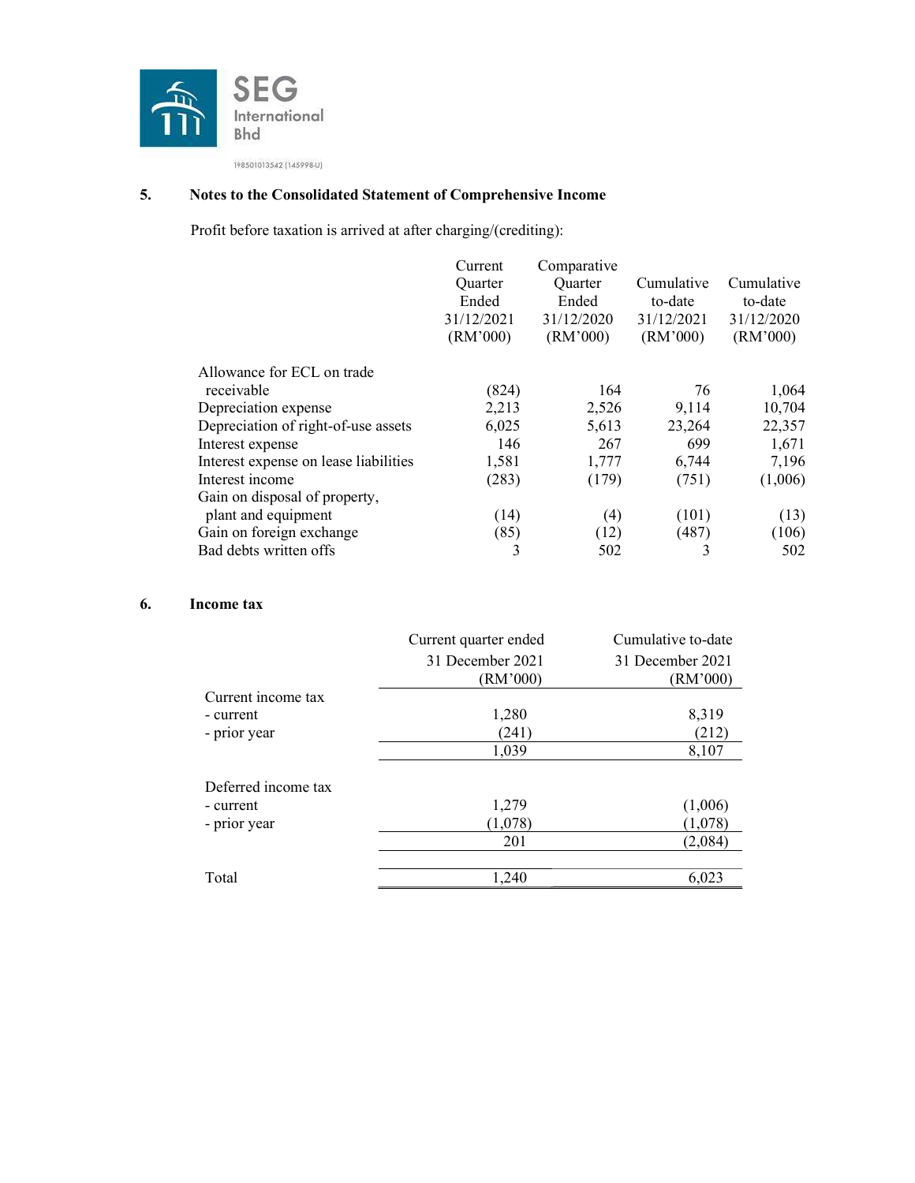## 5. Notes to the Consolidated Statement of Comprehensive Income

Profit before taxation is arrived at after charging/(crediting):

| | Current Quarter Ended 31/12/2021 (RM'000) | Comparative Quarter Ended 31/12/2020 (RM'000) | Cumulative to-date 31/12/2021 (RM'000) | Cumulative to-date 31/12/2020 (RM'000) |
|---|---|---|---|---|
| Allowance for ECL on trade receivable | (824) | 164 | 76 | 1,064 |
| Depreciation expense | 2,213 | 2,526 | 9,114 | 10,704 |
| Depreciation of right-of-use assets | 6,025 | 5,613 | 23,264 | 22,357 |
| Interest expense | 146 | 267 | 699 | 1,671 |
| Interest expense on lease liabilities | 1,581 | 1,777 | 6,744 | 7,196 |
| Interest income | (283) | (179) | (751) | (1,006) |
| Gain on disposal of property, plant and equipment | (14) | (4) | (101) | (13) |
| Gain on foreign exchange | (85) | (12) | (487) | (106) |
| Bad debts written offs | 3 | 502 | 3 | 502 |

## 6. Income tax

| | Current quarter ended 31 December 2021 (RM'000) | Cumulative to-date 31 December 2021 (RM'000) |
|---|---|---|
| Current income tax | | |
| - current | 1,280 | 8,319 |
| - prior year | (241) | (212) |
| | 1,039 | 8,107 |
| Deferred income tax | | |
| - current | 1,279 | (1,006) |
| - prior year | (1,078) | (1,078) |
| | 201 | (2,084) |
| Total | 1,240 | 6,023 |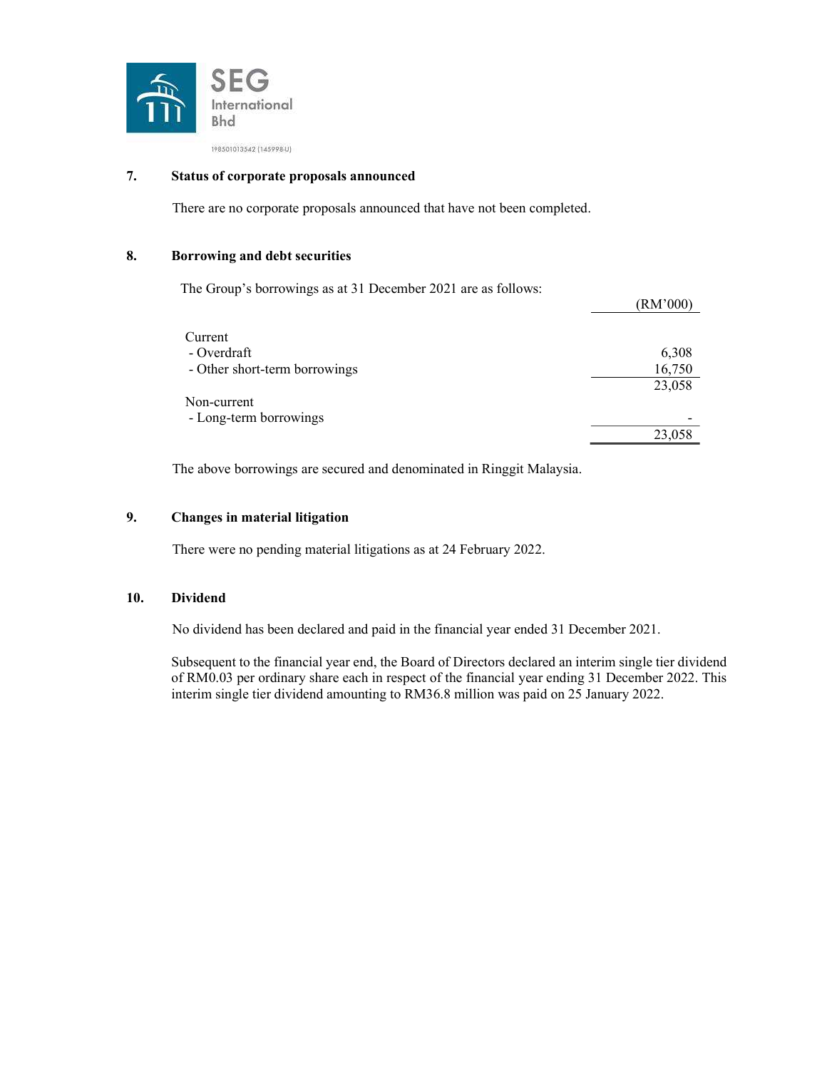SEG International Bhd

198501013542 (145998-U)

## 7. Status of corporate proposals announced

There are no corporate proposals announced that have not been completed.

## 8. Borrowing and debt securities

The Group's borrowings as at 31 December 2021 are as follows:

| | (RM'000) |
|---|---|
| Current | |
| - Overdraft | 6,308 |
| - Other short-term borrowings | 16,750 |
| | 23,058 |
| Non-current | |
| - Long-term borrowings | - |
| | 23,058 |

The above borrowings are secured and denominated in Ringgit Malaysia.

## 9. Changes in material litigation

There were no pending material litigations as at 24 February 2022.

## 10. Dividend

No dividend has been declared and paid in the financial year ended 31 December 2021.

Subsequent to the financial year end, the Board of Directors declared an interim single tier dividend of RM0.03 per ordinary share each in respect of the financial year ending 31 December 2022. This interim single tier dividend amounting to RM36.8 million was paid on 25 January 2022.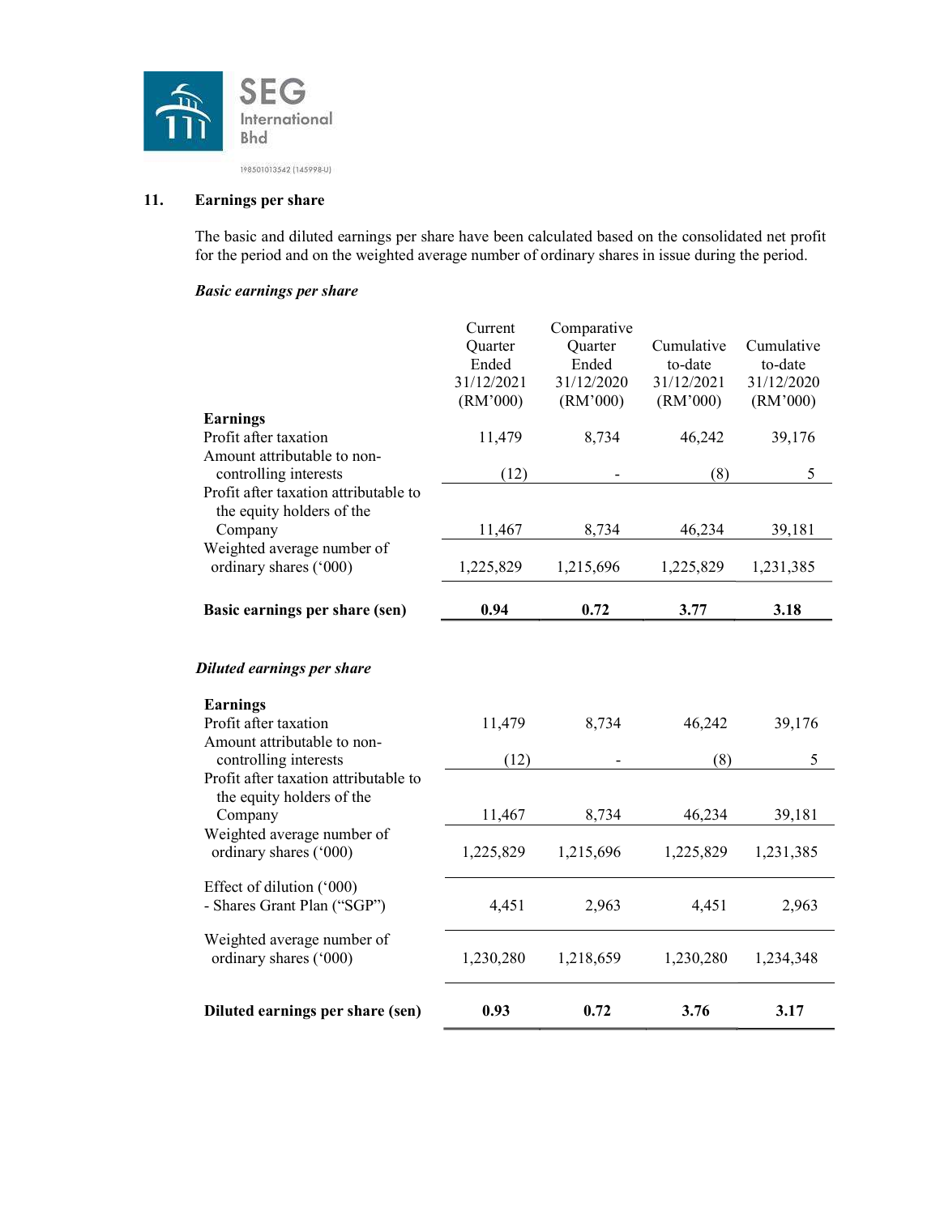## 11. Earnings per share

The basic and diluted earnings per share have been calculated based on the consolidated net profit for the period and on the weighted average number of ordinary shares in issue during the period.

***Basic earnings per share***

| | Current Quarter Ended 31/12/2021 (RM'000) | Comparative Quarter Ended 31/12/2020 (RM'000) | Cumulative to-date 31/12/2021 (RM'000) | Cumulative to-date 31/12/2020 (RM'000) |
|---|---|---|---|---|
| **Earnings** | | | | |
| Profit after taxation | 11,479 | 8,734 | 46,242 | 39,176 |
| Amount attributable to non-controlling interests | (12) | - | (8) | 5 |
| Profit after taxation attributable to the equity holders of the Company | 11,467 | 8,734 | 46,234 | 39,181 |
| Weighted average number of ordinary shares ('000) | 1,225,829 | 1,215,696 | 1,225,829 | 1,231,385 |
| **Basic earnings per share (sen)** | **0.94** | **0.72** | **3.77** | **3.18** |

***Diluted earnings per share***

| | Current Quarter Ended 31/12/2021 (RM'000) | Comparative Quarter Ended 31/12/2020 (RM'000) | Cumulative to-date 31/12/2021 (RM'000) | Cumulative to-date 31/12/2020 (RM'000) |
|---|---|---|---|---|
| **Earnings** | | | | |
| Profit after taxation | 11,479 | 8,734 | 46,242 | 39,176 |
| Amount attributable to non-controlling interests | (12) | - | (8) | 5 |
| Profit after taxation attributable to the equity holders of the Company | 11,467 | 8,734 | 46,234 | 39,181 |
| Weighted average number of ordinary shares ('000) | 1,225,829 | 1,215,696 | 1,225,829 | 1,231,385 |
| Effect of dilution ('000) - Shares Grant Plan ("SGP") | 4,451 | 2,963 | 4,451 | 2,963 |
| Weighted average number of ordinary shares ('000) | 1,230,280 | 1,218,659 | 1,230,280 | 1,234,348 |
| **Diluted earnings per share (sen)** | **0.93** | **0.72** | **3.76** | **3.17** |